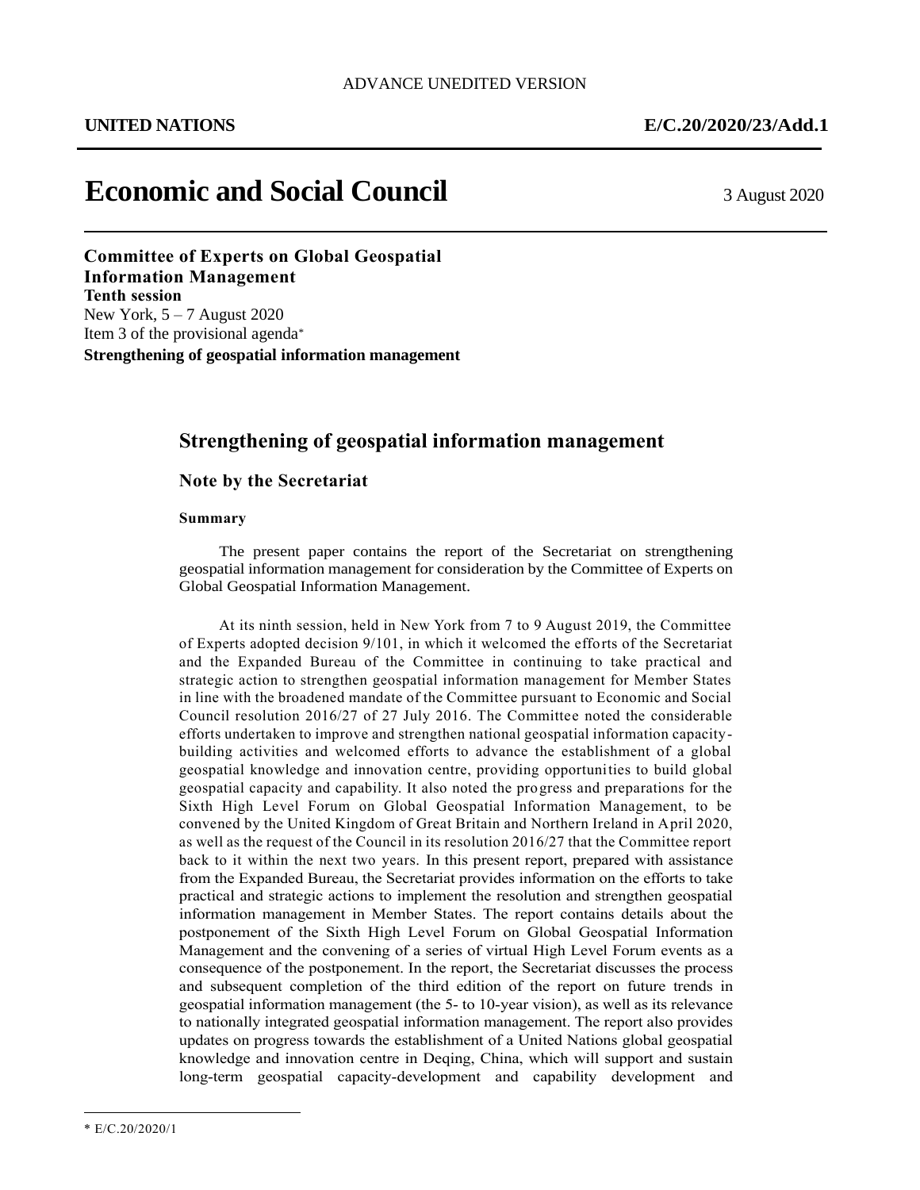ADVANCE UNEDITED VERSION

**UNITED NATIONS** **E/C.20/2020/23/Add.1**

# Economic and Social Council

3 August 2020

**Committee of Experts on Global Geospatial Information Management**
**Tenth session**
New York, 5 – 7 August 2020
Item 3 of the provisional agenda*
**Strengthening of geospatial information management**

## Strengthening of geospatial information management

### Note by the Secretariat

**Summary**

The present paper contains the report of the Secretariat on strengthening geospatial information management for consideration by the Committee of Experts on Global Geospatial Information Management.

At its ninth session, held in New York from 7 to 9 August 2019, the Committee of Experts adopted decision 9/101, in which it welcomed the efforts of the Secretariat and the Expanded Bureau of the Committee in continuing to take practical and strategic action to strengthen geospatial information management for Member States in line with the broadened mandate of the Committee pursuant to Economic and Social Council resolution 2016/27 of 27 July 2016. The Committee noted the considerable efforts undertaken to improve and strengthen national geospatial information capacity-building activities and welcomed efforts to advance the establishment of a global geospatial knowledge and innovation centre, providing opportunities to build global geospatial capacity and capability. It also noted the progress and preparations for the Sixth High Level Forum on Global Geospatial Information Management, to be convened by the United Kingdom of Great Britain and Northern Ireland in April 2020, as well as the request of the Council in its resolution 2016/27 that the Committee report back to it within the next two years. In this present report, prepared with assistance from the Expanded Bureau, the Secretariat provides information on the efforts to take practical and strategic actions to implement the resolution and strengthen geospatial information management in Member States. The report contains details about the postponement of the Sixth High Level Forum on Global Geospatial Information Management and the convening of a series of virtual High Level Forum events as a consequence of the postponement. In the report, the Secretariat discusses the process and subsequent completion of the third edition of the report on future trends in geospatial information management (the 5- to 10-year vision), as well as its relevance to nationally integrated geospatial information management. The report also provides updates on progress towards the establishment of a United Nations global geospatial knowledge and innovation centre in Deqing, China, which will support and sustain long-term geospatial capacity-development and capability development and

* E/C.20/2020/1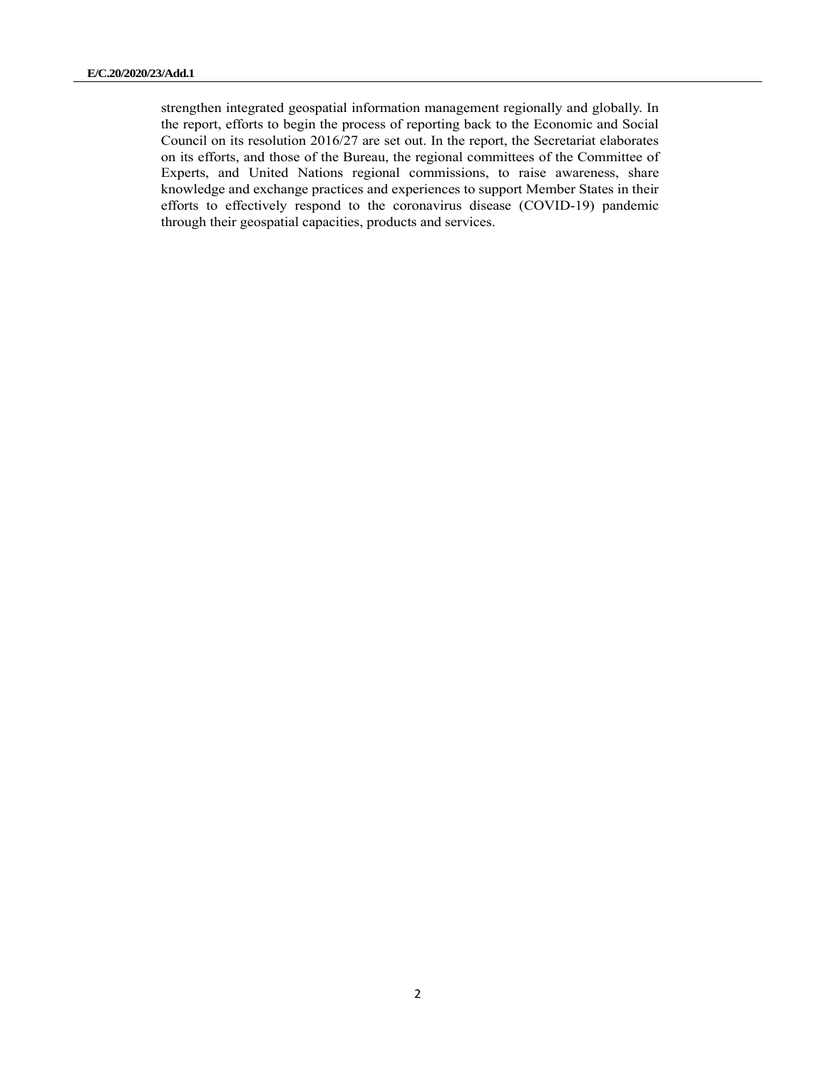strengthen integrated geospatial information management regionally and globally. In the report, efforts to begin the process of reporting back to the Economic and Social Council on its resolution 2016/27 are set out. In the report, the Secretariat elaborates on its efforts, and those of the Bureau, the regional committees of the Committee of Experts, and United Nations regional commissions, to raise awareness, share knowledge and exchange practices and experiences to support Member States in their efforts to effectively respond to the coronavirus disease (COVID-19) pandemic through their geospatial capacities, products and services.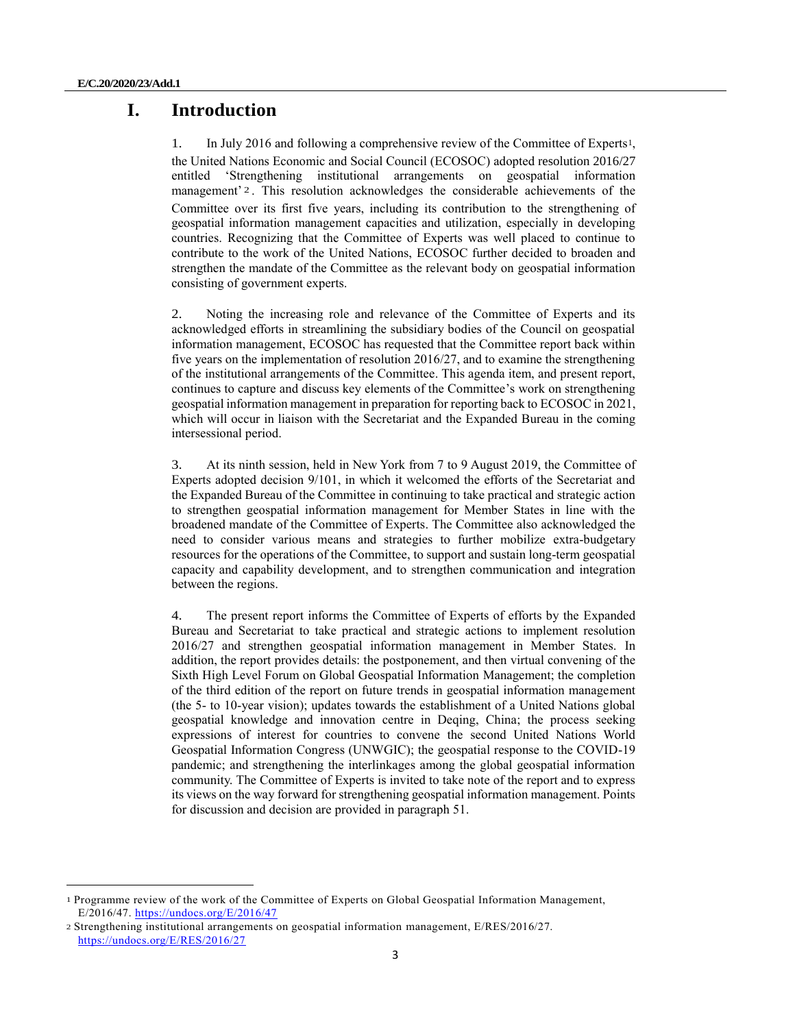# I. Introduction

1. In July 2016 and following a comprehensive review of the Committee of Experts[1], the United Nations Economic and Social Council (ECOSOC) adopted resolution 2016/27 entitled 'Strengthening institutional arrangements on geospatial information management'[2]. This resolution acknowledges the considerable achievements of the Committee over its first five years, including its contribution to the strengthening of geospatial information management capacities and utilization, especially in developing countries. Recognizing that the Committee of Experts was well placed to continue to contribute to the work of the United Nations, ECOSOC further decided to broaden and strengthen the mandate of the Committee as the relevant body on geospatial information consisting of government experts.

2. Noting the increasing role and relevance of the Committee of Experts and its acknowledged efforts in streamlining the subsidiary bodies of the Council on geospatial information management, ECOSOC has requested that the Committee report back within five years on the implementation of resolution 2016/27, and to examine the strengthening of the institutional arrangements of the Committee. This agenda item, and present report, continues to capture and discuss key elements of the Committee's work on strengthening geospatial information management in preparation for reporting back to ECOSOC in 2021, which will occur in liaison with the Secretariat and the Expanded Bureau in the coming intersessional period.

3. At its ninth session, held in New York from 7 to 9 August 2019, the Committee of Experts adopted decision 9/101, in which it welcomed the efforts of the Secretariat and the Expanded Bureau of the Committee in continuing to take practical and strategic action to strengthen geospatial information management for Member States in line with the broadened mandate of the Committee of Experts. The Committee also acknowledged the need to consider various means and strategies to further mobilize extra-budgetary resources for the operations of the Committee, to support and sustain long-term geospatial capacity and capability development, and to strengthen communication and integration between the regions.

4. The present report informs the Committee of Experts of efforts by the Expanded Bureau and Secretariat to take practical and strategic actions to implement resolution 2016/27 and strengthen geospatial information management in Member States. In addition, the report provides details: the postponement, and then virtual convening of the Sixth High Level Forum on Global Geospatial Information Management; the completion of the third edition of the report on future trends in geospatial information management (the 5- to 10-year vision); updates towards the establishment of a United Nations global geospatial knowledge and innovation centre in Deqing, China; the process seeking expressions of interest for countries to convene the second United Nations World Geospatial Information Congress (UNWGIC); the geospatial response to the COVID-19 pandemic; and strengthening the interlinkages among the global geospatial information community. The Committee of Experts is invited to take note of the report and to express its views on the way forward for strengthening geospatial information management. Points for discussion and decision are provided in paragraph 51.

---

[1] Programme review of the work of the Committee of Experts on Global Geospatial Information Management, E/2016/47. https://undocs.org/E/2016/47

[2] Strengthening institutional arrangements on geospatial information management, E/RES/2016/27. https://undocs.org/E/RES/2016/27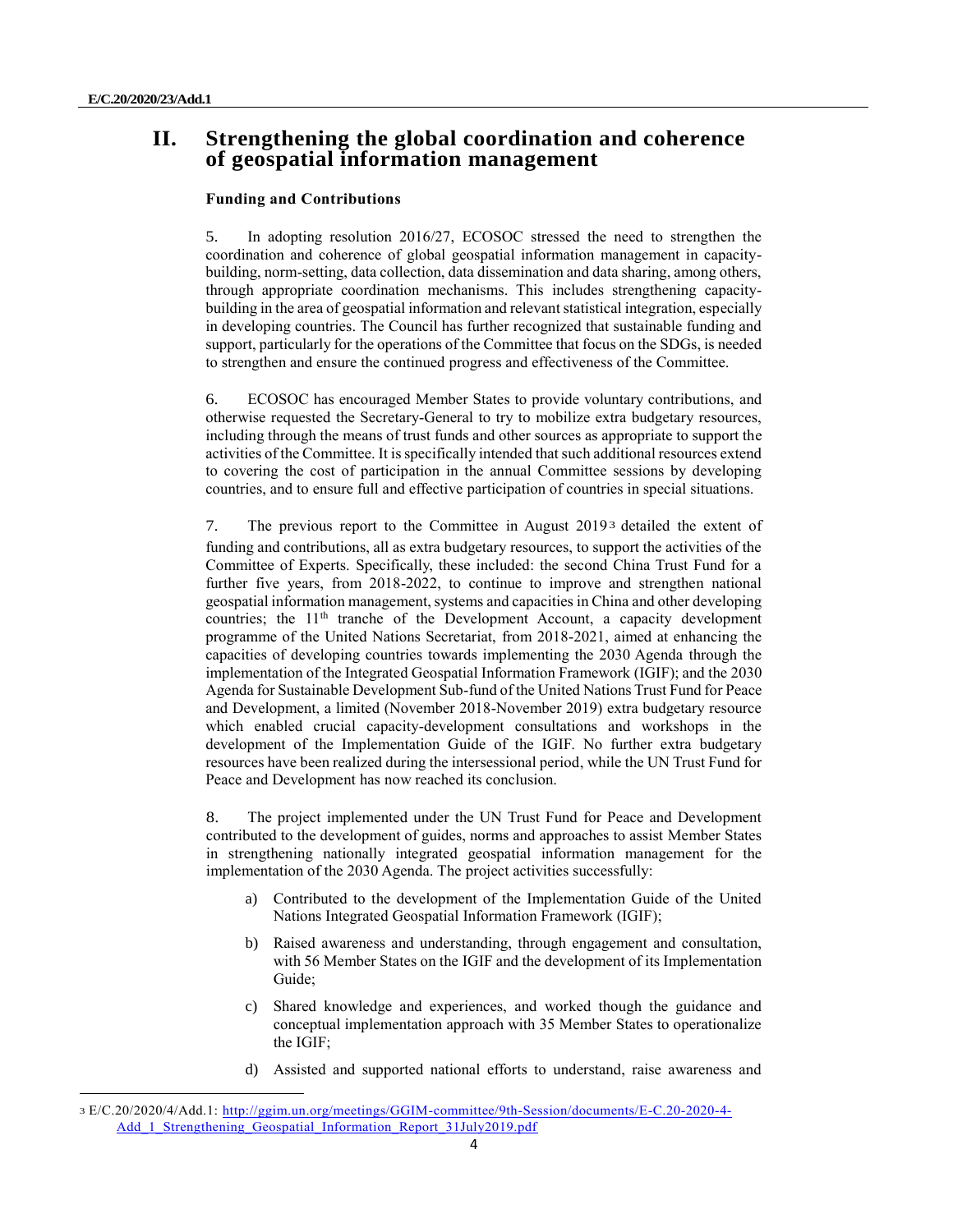# II. Strengthening the global coordination and coherence of geospatial information management

### Funding and Contributions

5. In adopting resolution 2016/27, ECOSOC stressed the need to strengthen the coordination and coherence of global geospatial information management in capacity-building, norm-setting, data collection, data dissemination and data sharing, among others, through appropriate coordination mechanisms. This includes strengthening capacity-building in the area of geospatial information and relevant statistical integration, especially in developing countries. The Council has further recognized that sustainable funding and support, particularly for the operations of the Committee that focus on the SDGs, is needed to strengthen and ensure the continued progress and effectiveness of the Committee.

6. ECOSOC has encouraged Member States to provide voluntary contributions, and otherwise requested the Secretary-General to try to mobilize extra budgetary resources, including through the means of trust funds and other sources as appropriate to support the activities of the Committee. It is specifically intended that such additional resources extend to covering the cost of participation in the annual Committee sessions by developing countries, and to ensure full and effective participation of countries in special situations.

7. The previous report to the Committee in August 2019[3] detailed the extent of funding and contributions, all as extra budgetary resources, to support the activities of the Committee of Experts. Specifically, these included: the second China Trust Fund for a further five years, from 2018-2022, to continue to improve and strengthen national geospatial information management, systems and capacities in China and other developing countries; the 11th tranche of the Development Account, a capacity development programme of the United Nations Secretariat, from 2018-2021, aimed at enhancing the capacities of developing countries towards implementing the 2030 Agenda through the implementation of the Integrated Geospatial Information Framework (IGIF); and the 2030 Agenda for Sustainable Development Sub-fund of the United Nations Trust Fund for Peace and Development, a limited (November 2018-November 2019) extra budgetary resource which enabled crucial capacity-development consultations and workshops in the development of the Implementation Guide of the IGIF. No further extra budgetary resources have been realized during the intersessional period, while the UN Trust Fund for Peace and Development has now reached its conclusion.

8. The project implemented under the UN Trust Fund for Peace and Development contributed to the development of guides, norms and approaches to assist Member States in strengthening nationally integrated geospatial information management for the implementation of the 2030 Agenda. The project activities successfully:

a) Contributed to the development of the Implementation Guide of the United Nations Integrated Geospatial Information Framework (IGIF);

b) Raised awareness and understanding, through engagement and consultation, with 56 Member States on the IGIF and the development of its Implementation Guide;

c) Shared knowledge and experiences, and worked though the guidance and conceptual implementation approach with 35 Member States to operationalize the IGIF;

d) Assisted and supported national efforts to understand, raise awareness and

---

[3] E/C.20/2020/4/Add.1: http://ggim.un.org/meetings/GGIM-committee/9th-Session/documents/E-C.20-2020-4-Add_1_Strengthening_Geospatial_Information_Report_31July2019.pdf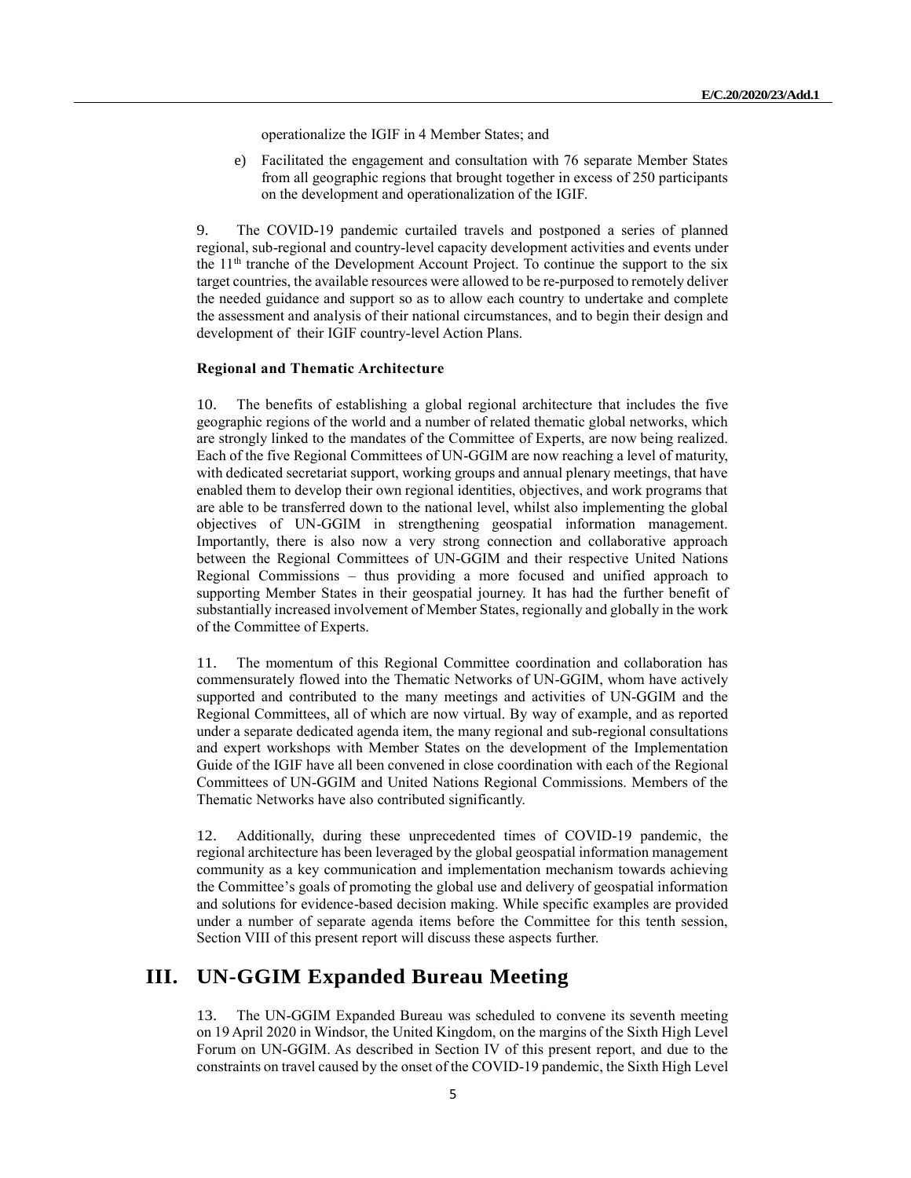operationalize the IGIF in 4 Member States; and

e) Facilitated the engagement and consultation with 76 separate Member States from all geographic regions that brought together in excess of 250 participants on the development and operationalization of the IGIF.

9. The COVID-19 pandemic curtailed travels and postponed a series of planned regional, sub-regional and country-level capacity development activities and events under the 11th tranche of the Development Account Project. To continue the support to the six target countries, the available resources were allowed to be re-purposed to remotely deliver the needed guidance and support so as to allow each country to undertake and complete the assessment and analysis of their national circumstances, and to begin their design and development of their IGIF country-level Action Plans.

**Regional and Thematic Architecture**

10. The benefits of establishing a global regional architecture that includes the five geographic regions of the world and a number of related thematic global networks, which are strongly linked to the mandates of the Committee of Experts, are now being realized. Each of the five Regional Committees of UN-GGIM are now reaching a level of maturity, with dedicated secretariat support, working groups and annual plenary meetings, that have enabled them to develop their own regional identities, objectives, and work programs that are able to be transferred down to the national level, whilst also implementing the global objectives of UN-GGIM in strengthening geospatial information management. Importantly, there is also now a very strong connection and collaborative approach between the Regional Committees of UN-GGIM and their respective United Nations Regional Commissions – thus providing a more focused and unified approach to supporting Member States in their geospatial journey. It has had the further benefit of substantially increased involvement of Member States, regionally and globally in the work of the Committee of Experts.

11. The momentum of this Regional Committee coordination and collaboration has commensurately flowed into the Thematic Networks of UN-GGIM, whom have actively supported and contributed to the many meetings and activities of UN-GGIM and the Regional Committees, all of which are now virtual. By way of example, and as reported under a separate dedicated agenda item, the many regional and sub-regional consultations and expert workshops with Member States on the development of the Implementation Guide of the IGIF have all been convened in close coordination with each of the Regional Committees of UN-GGIM and United Nations Regional Commissions. Members of the Thematic Networks have also contributed significantly.

12. Additionally, during these unprecedented times of COVID-19 pandemic, the regional architecture has been leveraged by the global geospatial information management community as a key communication and implementation mechanism towards achieving the Committee's goals of promoting the global use and delivery of geospatial information and solutions for evidence-based decision making. While specific examples are provided under a number of separate agenda items before the Committee for this tenth session, Section VIII of this present report will discuss these aspects further.

# III. UN-GGIM Expanded Bureau Meeting

13. The UN-GGIM Expanded Bureau was scheduled to convene its seventh meeting on 19 April 2020 in Windsor, the United Kingdom, on the margins of the Sixth High Level Forum on UN-GGIM. As described in Section IV of this present report, and due to the constraints on travel caused by the onset of the COVID-19 pandemic, the Sixth High Level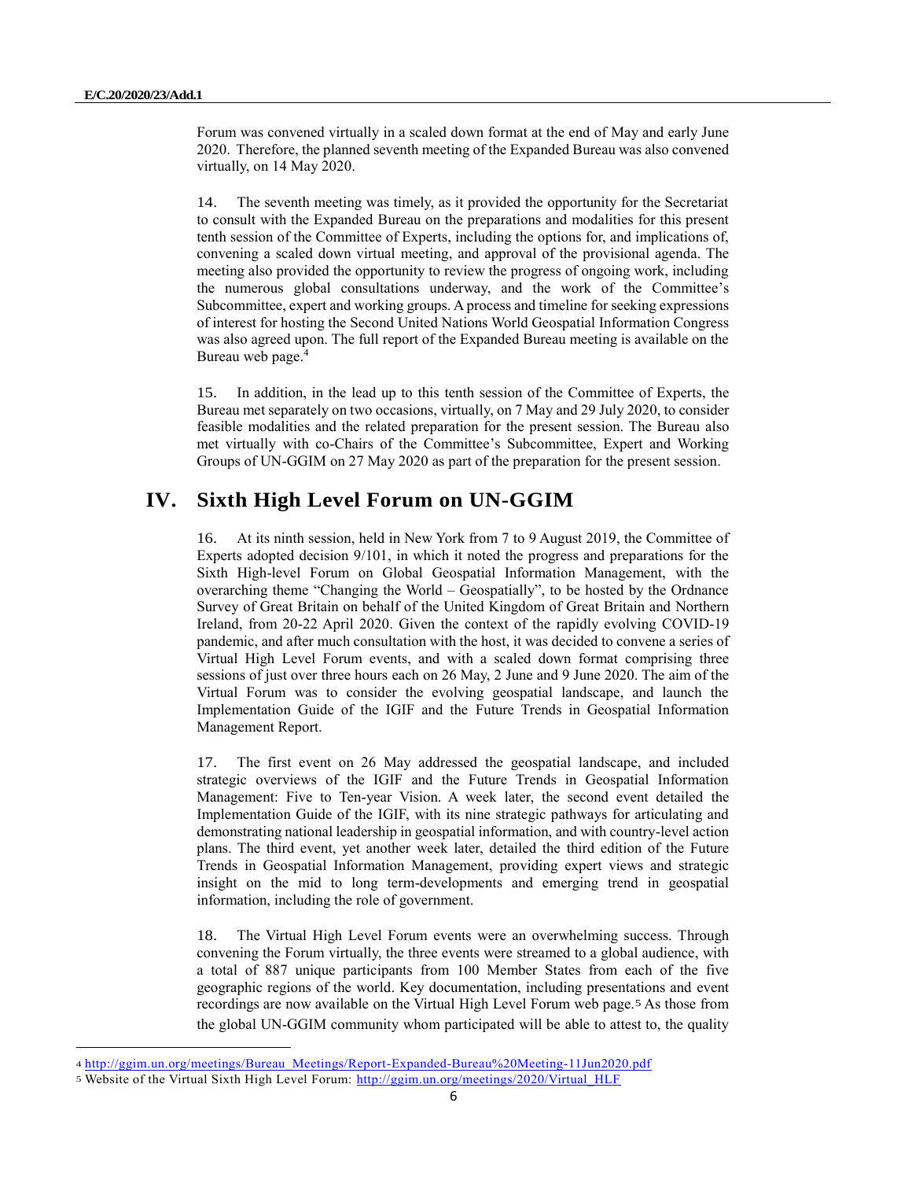Forum was convened virtually in a scaled down format at the end of May and early June 2020. Therefore, the planned seventh meeting of the Expanded Bureau was also convened virtually, on 14 May 2020.

14. The seventh meeting was timely, as it provided the opportunity for the Secretariat to consult with the Expanded Bureau on the preparations and modalities for this present tenth session of the Committee of Experts, including the options for, and implications of, convening a scaled down virtual meeting, and approval of the provisional agenda. The meeting also provided the opportunity to review the progress of ongoing work, including the numerous global consultations underway, and the work of the Committee's Subcommittee, expert and working groups. A process and timeline for seeking expressions of interest for hosting the Second United Nations World Geospatial Information Congress was also agreed upon. The full report of the Expanded Bureau meeting is available on the Bureau web page.[4]

15. In addition, in the lead up to this tenth session of the Committee of Experts, the Bureau met separately on two occasions, virtually, on 7 May and 29 July 2020, to consider feasible modalities and the related preparation for the present session. The Bureau also met virtually with co-Chairs of the Committee's Subcommittee, Expert and Working Groups of UN-GGIM on 27 May 2020 as part of the preparation for the present session.

## IV. Sixth High Level Forum on UN-GGIM

16. At its ninth session, held in New York from 7 to 9 August 2019, the Committee of Experts adopted decision 9/101, in which it noted the progress and preparations for the Sixth High-level Forum on Global Geospatial Information Management, with the overarching theme "Changing the World – Geospatially", to be hosted by the Ordnance Survey of Great Britain on behalf of the United Kingdom of Great Britain and Northern Ireland, from 20-22 April 2020. Given the context of the rapidly evolving COVID-19 pandemic, and after much consultation with the host, it was decided to convene a series of Virtual High Level Forum events, and with a scaled down format comprising three sessions of just over three hours each on 26 May, 2 June and 9 June 2020. The aim of the Virtual Forum was to consider the evolving geospatial landscape, and launch the Implementation Guide of the IGIF and the Future Trends in Geospatial Information Management Report.

17. The first event on 26 May addressed the geospatial landscape, and included strategic overviews of the IGIF and the Future Trends in Geospatial Information Management: Five to Ten-year Vision. A week later, the second event detailed the Implementation Guide of the IGIF, with its nine strategic pathways for articulating and demonstrating national leadership in geospatial information, and with country-level action plans. The third event, yet another week later, detailed the third edition of the Future Trends in Geospatial Information Management, providing expert views and strategic insight on the mid to long term-developments and emerging trend in geospatial information, including the role of government.

18. The Virtual High Level Forum events were an overwhelming success. Through convening the Forum virtually, the three events were streamed to a global audience, with a total of 887 unique participants from 100 Member States from each of the five geographic regions of the world. Key documentation, including presentations and event recordings are now available on the Virtual High Level Forum web page.[5] As those from the global UN-GGIM community whom participated will be able to attest to, the quality

---

[4] http://ggim.un.org/meetings/Bureau_Meetings/Report-Expanded-Bureau%20Meeting-11Jun2020.pdf

[5] Website of the Virtual Sixth High Level Forum: http://ggim.un.org/meetings/2020/Virtual_HLF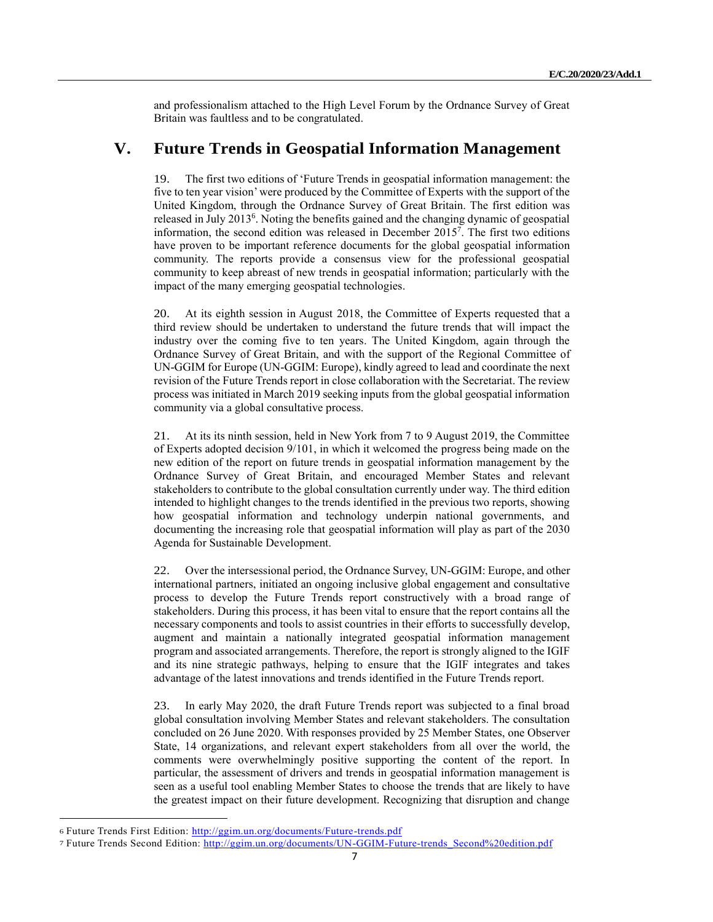and professionalism attached to the High Level Forum by the Ordnance Survey of Great Britain was faultless and to be congratulated.

# V. Future Trends in Geospatial Information Management

19. The first two editions of 'Future Trends in geospatial information management: the five to ten year vision' were produced by the Committee of Experts with the support of the United Kingdom, through the Ordnance Survey of Great Britain. The first edition was released in July 2013[6]. Noting the benefits gained and the changing dynamic of geospatial information, the second edition was released in December 2015[7]. The first two editions have proven to be important reference documents for the global geospatial information community. The reports provide a consensus view for the professional geospatial community to keep abreast of new trends in geospatial information; particularly with the impact of the many emerging geospatial technologies.

20. At its eighth session in August 2018, the Committee of Experts requested that a third review should be undertaken to understand the future trends that will impact the industry over the coming five to ten years. The United Kingdom, again through the Ordnance Survey of Great Britain, and with the support of the Regional Committee of UN-GGIM for Europe (UN-GGIM: Europe), kindly agreed to lead and coordinate the next revision of the Future Trends report in close collaboration with the Secretariat. The review process was initiated in March 2019 seeking inputs from the global geospatial information community via a global consultative process.

21. At its its ninth session, held in New York from 7 to 9 August 2019, the Committee of Experts adopted decision 9/101, in which it welcomed the progress being made on the new edition of the report on future trends in geospatial information management by the Ordnance Survey of Great Britain, and encouraged Member States and relevant stakeholders to contribute to the global consultation currently under way. The third edition intended to highlight changes to the trends identified in the previous two reports, showing how geospatial information and technology underpin national governments, and documenting the increasing role that geospatial information will play as part of the 2030 Agenda for Sustainable Development.

22. Over the intersessional period, the Ordnance Survey, UN-GGIM: Europe, and other international partners, initiated an ongoing inclusive global engagement and consultative process to develop the Future Trends report constructively with a broad range of stakeholders. During this process, it has been vital to ensure that the report contains all the necessary components and tools to assist countries in their efforts to successfully develop, augment and maintain a nationally integrated geospatial information management program and associated arrangements. Therefore, the report is strongly aligned to the IGIF and its nine strategic pathways, helping to ensure that the IGIF integrates and takes advantage of the latest innovations and trends identified in the Future Trends report.

23. In early May 2020, the draft Future Trends report was subjected to a final broad global consultation involving Member States and relevant stakeholders. The consultation concluded on 26 June 2020. With responses provided by 25 Member States, one Observer State, 14 organizations, and relevant expert stakeholders from all over the world, the comments were overwhelmingly positive supporting the content of the report. In particular, the assessment of drivers and trends in geospatial information management is seen as a useful tool enabling Member States to choose the trends that are likely to have the greatest impact on their future development. Recognizing that disruption and change

[6] Future Trends First Edition: http://ggim.un.org/documents/Future-trends.pdf

[7] Future Trends Second Edition: http://ggim.un.org/documents/UN-GGIM-Future-trends_Second%20edition.pdf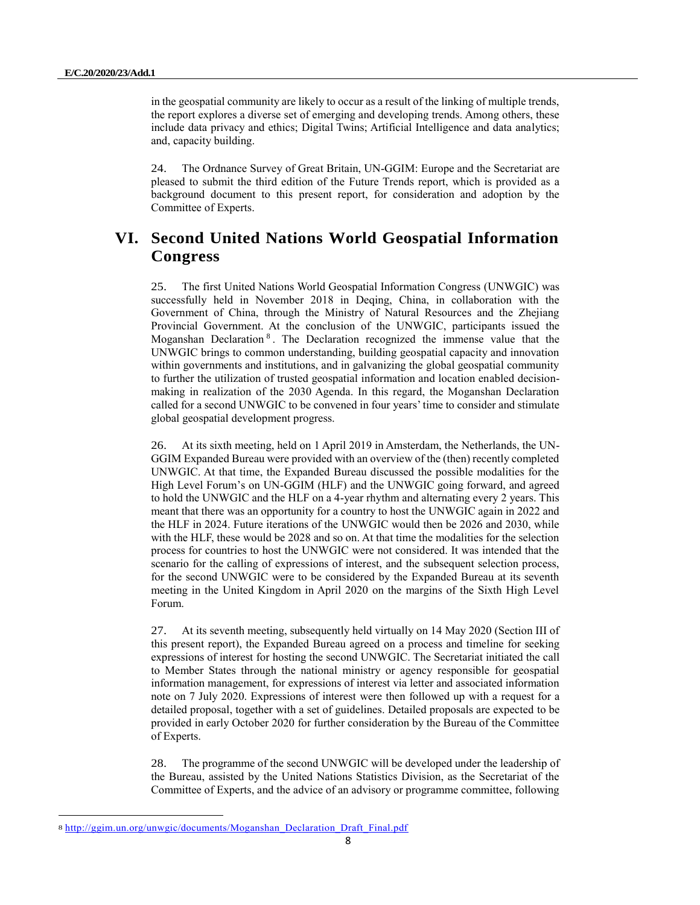in the geospatial community are likely to occur as a result of the linking of multiple trends, the report explores a diverse set of emerging and developing trends. Among others, these include data privacy and ethics; Digital Twins; Artificial Intelligence and data analytics; and, capacity building.

24. The Ordnance Survey of Great Britain, UN-GGIM: Europe and the Secretariat are pleased to submit the third edition of the Future Trends report, which is provided as a background document to this present report, for consideration and adoption by the Committee of Experts.

# VI. Second United Nations World Geospatial Information Congress

25. The first United Nations World Geospatial Information Congress (UNWGIC) was successfully held in November 2018 in Deqing, China, in collaboration with the Government of China, through the Ministry of Natural Resources and the Zhejiang Provincial Government. At the conclusion of the UNWGIC, participants issued the Moganshan Declaration[8]. The Declaration recognized the immense value that the UNWGIC brings to common understanding, building geospatial capacity and innovation within governments and institutions, and in galvanizing the global geospatial community to further the utilization of trusted geospatial information and location enabled decision-making in realization of the 2030 Agenda. In this regard, the Moganshan Declaration called for a second UNWGIC to be convened in four years' time to consider and stimulate global geospatial development progress.

26. At its sixth meeting, held on 1 April 2019 in Amsterdam, the Netherlands, the UN-GGIM Expanded Bureau were provided with an overview of the (then) recently completed UNWGIC. At that time, the Expanded Bureau discussed the possible modalities for the High Level Forum's on UN-GGIM (HLF) and the UNWGIC going forward, and agreed to hold the UNWGIC and the HLF on a 4-year rhythm and alternating every 2 years. This meant that there was an opportunity for a country to host the UNWGIC again in 2022 and the HLF in 2024. Future iterations of the UNWGIC would then be 2026 and 2030, while with the HLF, these would be 2028 and so on. At that time the modalities for the selection process for countries to host the UNWGIC were not considered. It was intended that the scenario for the calling of expressions of interest, and the subsequent selection process, for the second UNWGIC were to be considered by the Expanded Bureau at its seventh meeting in the United Kingdom in April 2020 on the margins of the Sixth High Level Forum.

27. At its seventh meeting, subsequently held virtually on 14 May 2020 (Section III of this present report), the Expanded Bureau agreed on a process and timeline for seeking expressions of interest for hosting the second UNWGIC. The Secretariat initiated the call to Member States through the national ministry or agency responsible for geospatial information management, for expressions of interest via letter and associated information note on 7 July 2020. Expressions of interest were then followed up with a request for a detailed proposal, together with a set of guidelines. Detailed proposals are expected to be provided in early October 2020 for further consideration by the Bureau of the Committee of Experts.

28. The programme of the second UNWGIC will be developed under the leadership of the Bureau, assisted by the United Nations Statistics Division, as the Secretariat of the Committee of Experts, and the advice of an advisory or programme committee, following

[8] http://ggim.un.org/unwgic/documents/Moganshan_Declaration_Draft_Final.pdf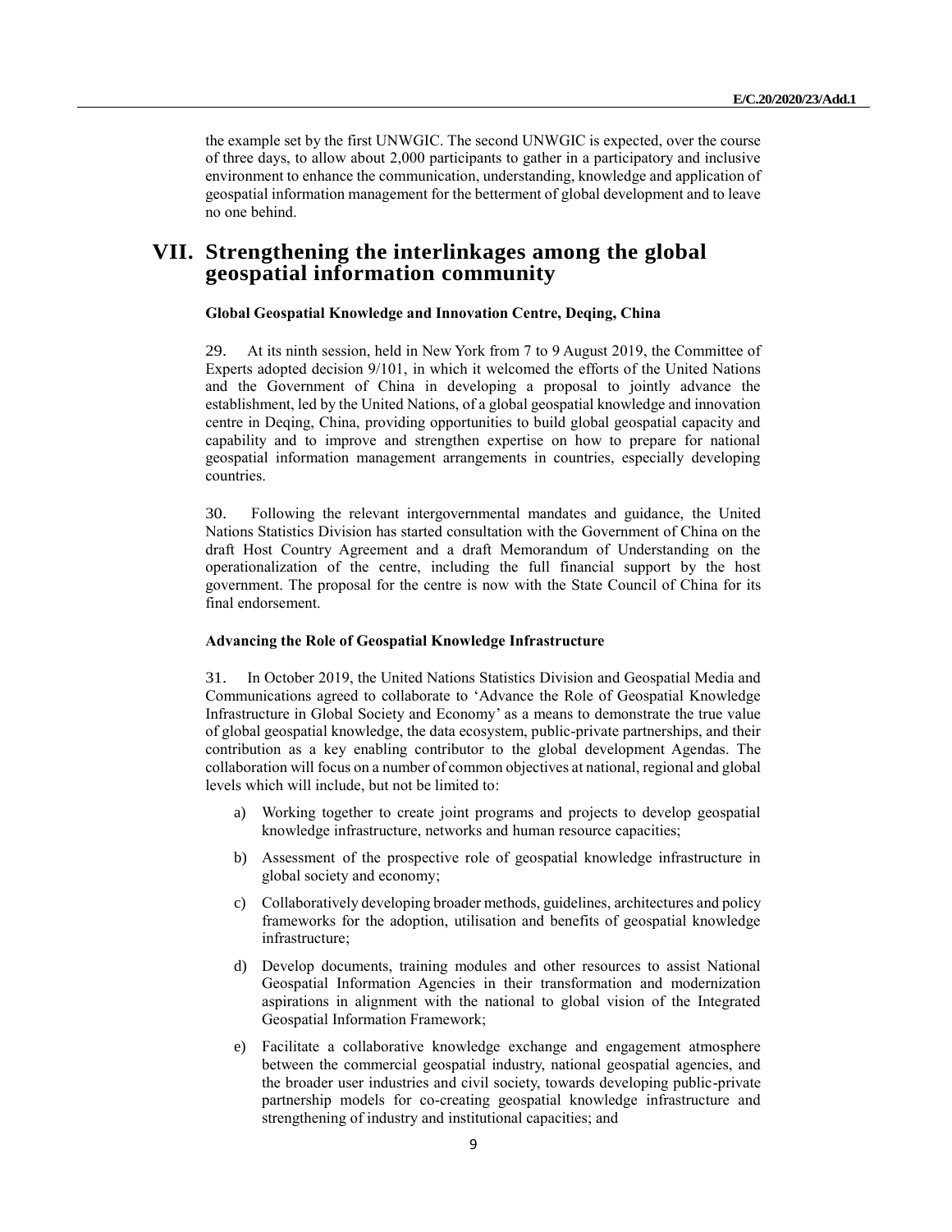the example set by the first UNWGIC. The second UNWGIC is expected, over the course of three days, to allow about 2,000 participants to gather in a participatory and inclusive environment to enhance the communication, understanding, knowledge and application of geospatial information management for the betterment of global development and to leave no one behind.

# VII. Strengthening the interlinkages among the global geospatial information community

### Global Geospatial Knowledge and Innovation Centre, Deqing, China

29. At its ninth session, held in New York from 7 to 9 August 2019, the Committee of Experts adopted decision 9/101, in which it welcomed the efforts of the United Nations and the Government of China in developing a proposal to jointly advance the establishment, led by the United Nations, of a global geospatial knowledge and innovation centre in Deqing, China, providing opportunities to build global geospatial capacity and capability and to improve and strengthen expertise on how to prepare for national geospatial information management arrangements in countries, especially developing countries.

30. Following the relevant intergovernmental mandates and guidance, the United Nations Statistics Division has started consultation with the Government of China on the draft Host Country Agreement and a draft Memorandum of Understanding on the operationalization of the centre, including the full financial support by the host government. The proposal for the centre is now with the State Council of China for its final endorsement.

### Advancing the Role of Geospatial Knowledge Infrastructure

31. In October 2019, the United Nations Statistics Division and Geospatial Media and Communications agreed to collaborate to 'Advance the Role of Geospatial Knowledge Infrastructure in Global Society and Economy' as a means to demonstrate the true value of global geospatial knowledge, the data ecosystem, public-private partnerships, and their contribution as a key enabling contributor to the global development Agendas. The collaboration will focus on a number of common objectives at national, regional and global levels which will include, but not be limited to:

a) Working together to create joint programs and projects to develop geospatial knowledge infrastructure, networks and human resource capacities;

b) Assessment of the prospective role of geospatial knowledge infrastructure in global society and economy;

c) Collaboratively developing broader methods, guidelines, architectures and policy frameworks for the adoption, utilisation and benefits of geospatial knowledge infrastructure;

d) Develop documents, training modules and other resources to assist National Geospatial Information Agencies in their transformation and modernization aspirations in alignment with the national to global vision of the Integrated Geospatial Information Framework;

e) Facilitate a collaborative knowledge exchange and engagement atmosphere between the commercial geospatial industry, national geospatial agencies, and the broader user industries and civil society, towards developing public-private partnership models for co-creating geospatial knowledge infrastructure and strengthening of industry and institutional capacities; and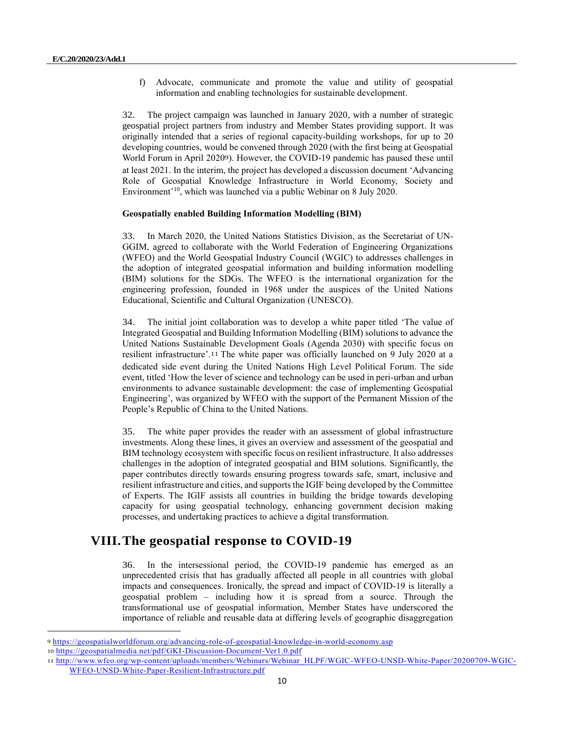f) Advocate, communicate and promote the value and utility of geospatial information and enabling technologies for sustainable development.

32. The project campaign was launched in January 2020, with a number of strategic geospatial project partners from industry and Member States providing support. It was originally intended that a series of regional capacity-building workshops, for up to 20 developing countries, would be convened through 2020 (with the first being at Geospatial World Forum in April 2020[9]). However, the COVID-19 pandemic has paused these until at least 2021. In the interim, the project has developed a discussion document 'Advancing Role of Geospatial Knowledge Infrastructure in World Economy, Society and Environment'[10], which was launched via a public Webinar on 8 July 2020.

**Geospatially enabled Building Information Modelling (BIM)**

33. In March 2020, the United Nations Statistics Division, as the Secretariat of UN-GGIM, agreed to collaborate with the World Federation of Engineering Organizations (WFEO) and the World Geospatial Industry Council (WGIC) to addresses challenges in the adoption of integrated geospatial information and building information modelling (BIM) solutions for the SDGs. The WFEO is the international organization for the engineering profession, founded in 1968 under the auspices of the United Nations Educational, Scientific and Cultural Organization (UNESCO).

34. The initial joint collaboration was to develop a white paper titled 'The value of Integrated Geospatial and Building Information Modelling (BIM) solutions to advance the United Nations Sustainable Development Goals (Agenda 2030) with specific focus on resilient infrastructure'.[11] The white paper was officially launched on 9 July 2020 at a dedicated side event during the United Nations High Level Political Forum. The side event, titled 'How the lever of science and technology can be used in peri-urban and urban environments to advance sustainable development: the case of implementing Geospatial Engineering', was organized by WFEO with the support of the Permanent Mission of the People's Republic of China to the United Nations.

35. The white paper provides the reader with an assessment of global infrastructure investments. Along these lines, it gives an overview and assessment of the geospatial and BIM technology ecosystem with specific focus on resilient infrastructure. It also addresses challenges in the adoption of integrated geospatial and BIM solutions. Significantly, the paper contributes directly towards ensuring progress towards safe, smart, inclusive and resilient infrastructure and cities, and supports the IGIF being developed by the Committee of Experts. The IGIF assists all countries in building the bridge towards developing capacity for using geospatial technology, enhancing government decision making processes, and undertaking practices to achieve a digital transformation.

# VIII. The geospatial response to COVID-19

36. In the intersessional period, the COVID-19 pandemic has emerged as an unprecedented crisis that has gradually affected all people in all countries with global impacts and consequences. Ironically, the spread and impact of COVID-19 is literally a geospatial problem – including how it is spread from a source. Through the transformational use of geospatial information, Member States have underscored the importance of reliable and reusable data at differing levels of geographic disaggregation

---

[9] https://geospatialworldforum.org/advancing-role-of-geospatial-knowledge-in-world-economy.asp

[10] https://geospatialmedia.net/pdf/GKI-Discussion-Document-Ver1.0.pdf

[11] http://www.wfeo.org/wp-content/uploads/members/Webinars/Webinar_HLPF/WGIC-WFEO-UNSD-White-Paper/20200709-WGIC-WFEO-UNSD-White-Paper-Resilient-Infrastructure.pdf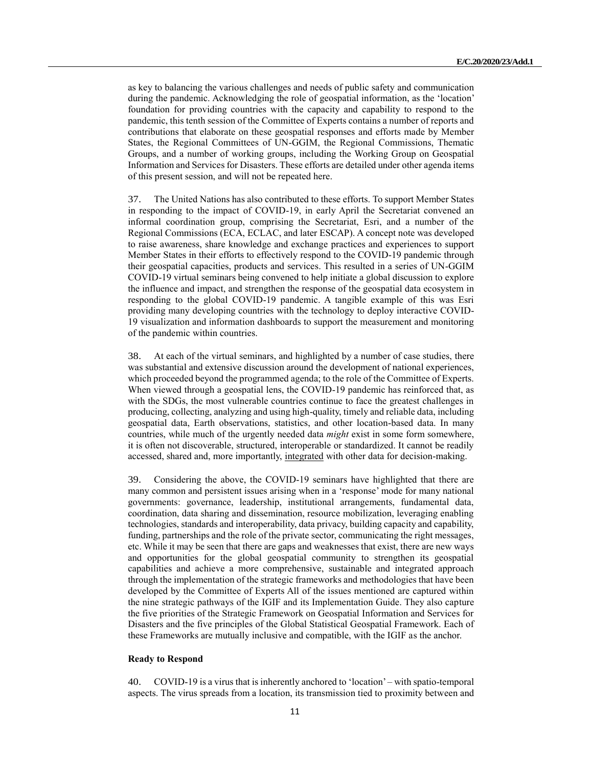as key to balancing the various challenges and needs of public safety and communication during the pandemic. Acknowledging the role of geospatial information, as the 'location' foundation for providing countries with the capacity and capability to respond to the pandemic, this tenth session of the Committee of Experts contains a number of reports and contributions that elaborate on these geospatial responses and efforts made by Member States, the Regional Committees of UN-GGIM, the Regional Commissions, Thematic Groups, and a number of working groups, including the Working Group on Geospatial Information and Services for Disasters. These efforts are detailed under other agenda items of this present session, and will not be repeated here.

37. The United Nations has also contributed to these efforts. To support Member States in responding to the impact of COVID-19, in early April the Secretariat convened an informal coordination group, comprising the Secretariat, Esri, and a number of the Regional Commissions (ECA, ECLAC, and later ESCAP). A concept note was developed to raise awareness, share knowledge and exchange practices and experiences to support Member States in their efforts to effectively respond to the COVID-19 pandemic through their geospatial capacities, products and services. This resulted in a series of UN-GGIM COVID-19 virtual seminars being convened to help initiate a global discussion to explore the influence and impact, and strengthen the response of the geospatial data ecosystem in responding to the global COVID-19 pandemic. A tangible example of this was Esri providing many developing countries with the technology to deploy interactive COVID-19 visualization and information dashboards to support the measurement and monitoring of the pandemic within countries.

38. At each of the virtual seminars, and highlighted by a number of case studies, there was substantial and extensive discussion around the development of national experiences, which proceeded beyond the programmed agenda; to the role of the Committee of Experts. When viewed through a geospatial lens, the COVID-19 pandemic has reinforced that, as with the SDGs, the most vulnerable countries continue to face the greatest challenges in producing, collecting, analyzing and using high-quality, timely and reliable data, including geospatial data, Earth observations, statistics, and other location-based data. In many countries, while much of the urgently needed data *might* exist in some form somewhere, it is often not discoverable, structured, interoperable or standardized. It cannot be readily accessed, shared and, more importantly, <u>integrated</u> with other data for decision-making.

39. Considering the above, the COVID-19 seminars have highlighted that there are many common and persistent issues arising when in a 'response' mode for many national governments: governance, leadership, institutional arrangements, fundamental data, coordination, data sharing and dissemination, resource mobilization, leveraging enabling technologies, standards and interoperability, data privacy, building capacity and capability, funding, partnerships and the role of the private sector, communicating the right messages, etc. While it may be seen that there are gaps and weaknesses that exist, there are new ways and opportunities for the global geospatial community to strengthen its geospatial capabilities and achieve a more comprehensive, sustainable and integrated approach through the implementation of the strategic frameworks and methodologies that have been developed by the Committee of Experts All of the issues mentioned are captured within the nine strategic pathways of the IGIF and its Implementation Guide. They also capture the five priorities of the Strategic Framework on Geospatial Information and Services for Disasters and the five principles of the Global Statistical Geospatial Framework. Each of these Frameworks are mutually inclusive and compatible, with the IGIF as the anchor.

**Ready to Respond**

40. COVID-19 is a virus that is inherently anchored to 'location' – with spatio-temporal aspects. The virus spreads from a location, its transmission tied to proximity between and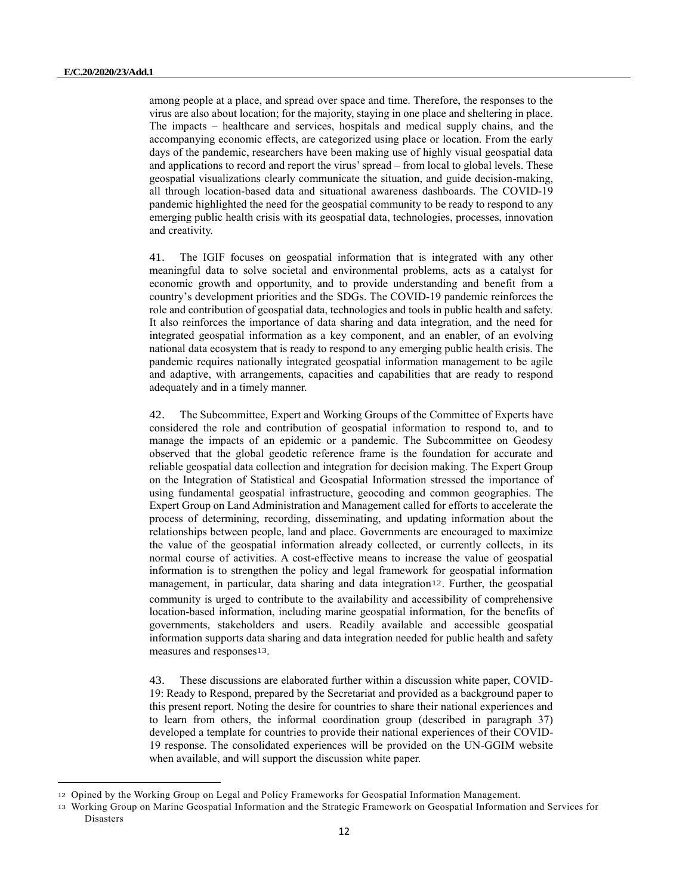among people at a place, and spread over space and time. Therefore, the responses to the virus are also about location; for the majority, staying in one place and sheltering in place. The impacts – healthcare and services, hospitals and medical supply chains, and the accompanying economic effects, are categorized using place or location. From the early days of the pandemic, researchers have been making use of highly visual geospatial data and applications to record and report the virus' spread – from local to global levels. These geospatial visualizations clearly communicate the situation, and guide decision-making, all through location-based data and situational awareness dashboards. The COVID-19 pandemic highlighted the need for the geospatial community to be ready to respond to any emerging public health crisis with its geospatial data, technologies, processes, innovation and creativity.

41. The IGIF focuses on geospatial information that is integrated with any other meaningful data to solve societal and environmental problems, acts as a catalyst for economic growth and opportunity, and to provide understanding and benefit from a country's development priorities and the SDGs. The COVID-19 pandemic reinforces the role and contribution of geospatial data, technologies and tools in public health and safety. It also reinforces the importance of data sharing and data integration, and the need for integrated geospatial information as a key component, and an enabler, of an evolving national data ecosystem that is ready to respond to any emerging public health crisis. The pandemic requires nationally integrated geospatial information management to be agile and adaptive, with arrangements, capacities and capabilities that are ready to respond adequately and in a timely manner.

42. The Subcommittee, Expert and Working Groups of the Committee of Experts have considered the role and contribution of geospatial information to respond to, and to manage the impacts of an epidemic or a pandemic. The Subcommittee on Geodesy observed that the global geodetic reference frame is the foundation for accurate and reliable geospatial data collection and integration for decision making. The Expert Group on the Integration of Statistical and Geospatial Information stressed the importance of using fundamental geospatial infrastructure, geocoding and common geographies. The Expert Group on Land Administration and Management called for efforts to accelerate the process of determining, recording, disseminating, and updating information about the relationships between people, land and place. Governments are encouraged to maximize the value of the geospatial information already collected, or currently collects, in its normal course of activities. A cost-effective means to increase the value of geospatial information is to strengthen the policy and legal framework for geospatial information management, in particular, data sharing and data integration[12]. Further, the geospatial community is urged to contribute to the availability and accessibility of comprehensive location-based information, including marine geospatial information, for the benefits of governments, stakeholders and users. Readily available and accessible geospatial information supports data sharing and data integration needed for public health and safety measures and responses[13].

43. These discussions are elaborated further within a discussion white paper, COVID-19: Ready to Respond, prepared by the Secretariat and provided as a background paper to this present report. Noting the desire for countries to share their national experiences and to learn from others, the informal coordination group (described in paragraph 37) developed a template for countries to provide their national experiences of their COVID-19 response. The consolidated experiences will be provided on the UN-GGIM website when available, and will support the discussion white paper.

---

[12] Opined by the Working Group on Legal and Policy Frameworks for Geospatial Information Management.

[13] Working Group on Marine Geospatial Information and the Strategic Framework on Geospatial Information and Services for Disasters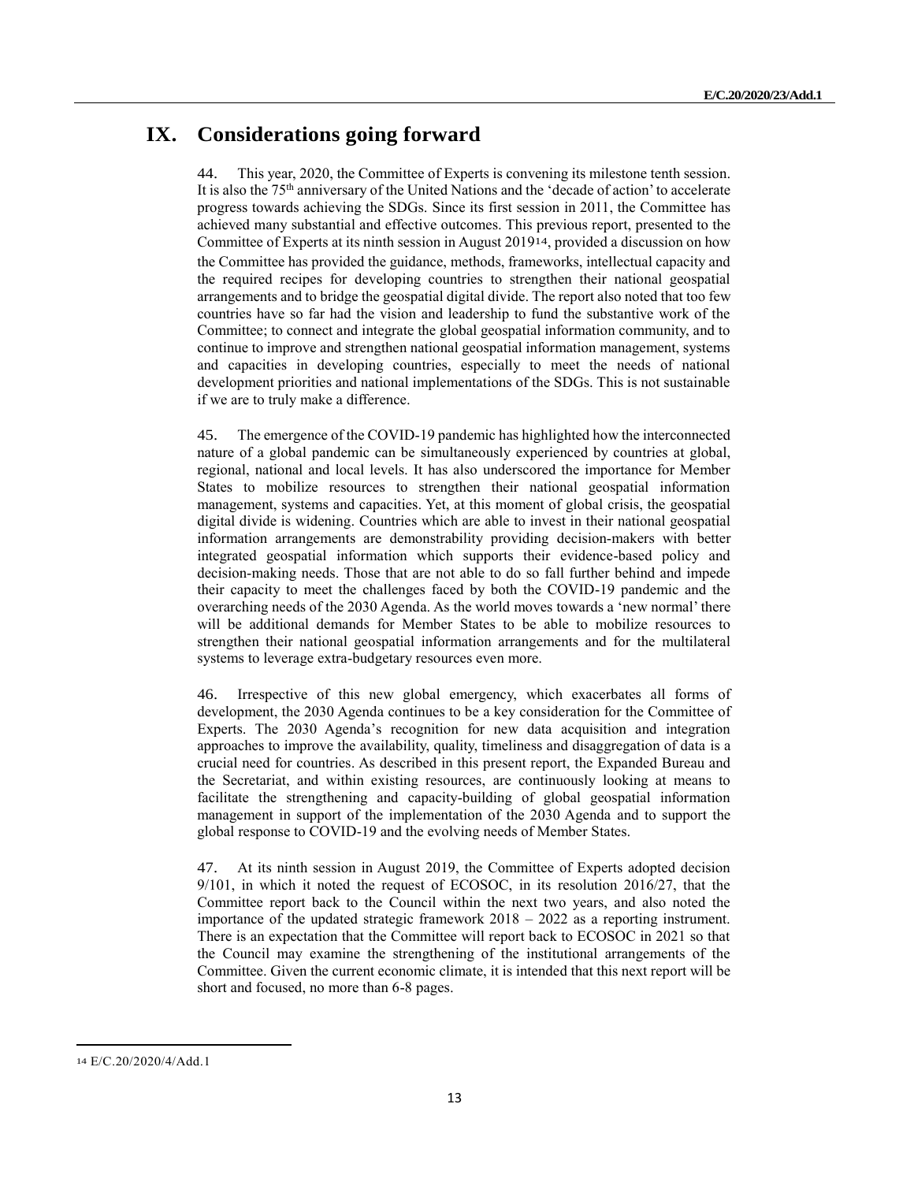# IX. Considerations going forward

44. This year, 2020, the Committee of Experts is convening its milestone tenth session. It is also the 75th anniversary of the United Nations and the 'decade of action' to accelerate progress towards achieving the SDGs. Since its first session in 2011, the Committee has achieved many substantial and effective outcomes. This previous report, presented to the Committee of Experts at its ninth session in August 2019[14], provided a discussion on how the Committee has provided the guidance, methods, frameworks, intellectual capacity and the required recipes for developing countries to strengthen their national geospatial arrangements and to bridge the geospatial digital divide. The report also noted that too few countries have so far had the vision and leadership to fund the substantive work of the Committee; to connect and integrate the global geospatial information community, and to continue to improve and strengthen national geospatial information management, systems and capacities in developing countries, especially to meet the needs of national development priorities and national implementations of the SDGs. This is not sustainable if we are to truly make a difference.

45. The emergence of the COVID-19 pandemic has highlighted how the interconnected nature of a global pandemic can be simultaneously experienced by countries at global, regional, national and local levels. It has also underscored the importance for Member States to mobilize resources to strengthen their national geospatial information management, systems and capacities. Yet, at this moment of global crisis, the geospatial digital divide is widening. Countries which are able to invest in their national geospatial information arrangements are demonstrability providing decision-makers with better integrated geospatial information which supports their evidence-based policy and decision-making needs. Those that are not able to do so fall further behind and impede their capacity to meet the challenges faced by both the COVID-19 pandemic and the overarching needs of the 2030 Agenda. As the world moves towards a 'new normal' there will be additional demands for Member States to be able to mobilize resources to strengthen their national geospatial information arrangements and for the multilateral systems to leverage extra-budgetary resources even more.

46. Irrespective of this new global emergency, which exacerbates all forms of development, the 2030 Agenda continues to be a key consideration for the Committee of Experts. The 2030 Agenda's recognition for new data acquisition and integration approaches to improve the availability, quality, timeliness and disaggregation of data is a crucial need for countries. As described in this present report, the Expanded Bureau and the Secretariat, and within existing resources, are continuously looking at means to facilitate the strengthening and capacity-building of global geospatial information management in support of the implementation of the 2030 Agenda and to support the global response to COVID-19 and the evolving needs of Member States.

47. At its ninth session in August 2019, the Committee of Experts adopted decision 9/101, in which it noted the request of ECOSOC, in its resolution 2016/27, that the Committee report back to the Council within the next two years, and also noted the importance of the updated strategic framework 2018 – 2022 as a reporting instrument. There is an expectation that the Committee will report back to ECOSOC in 2021 so that the Council may examine the strengthening of the institutional arrangements of the Committee. Given the current economic climate, it is intended that this next report will be short and focused, no more than 6-8 pages.

---

[14] E/C.20/2020/4/Add.1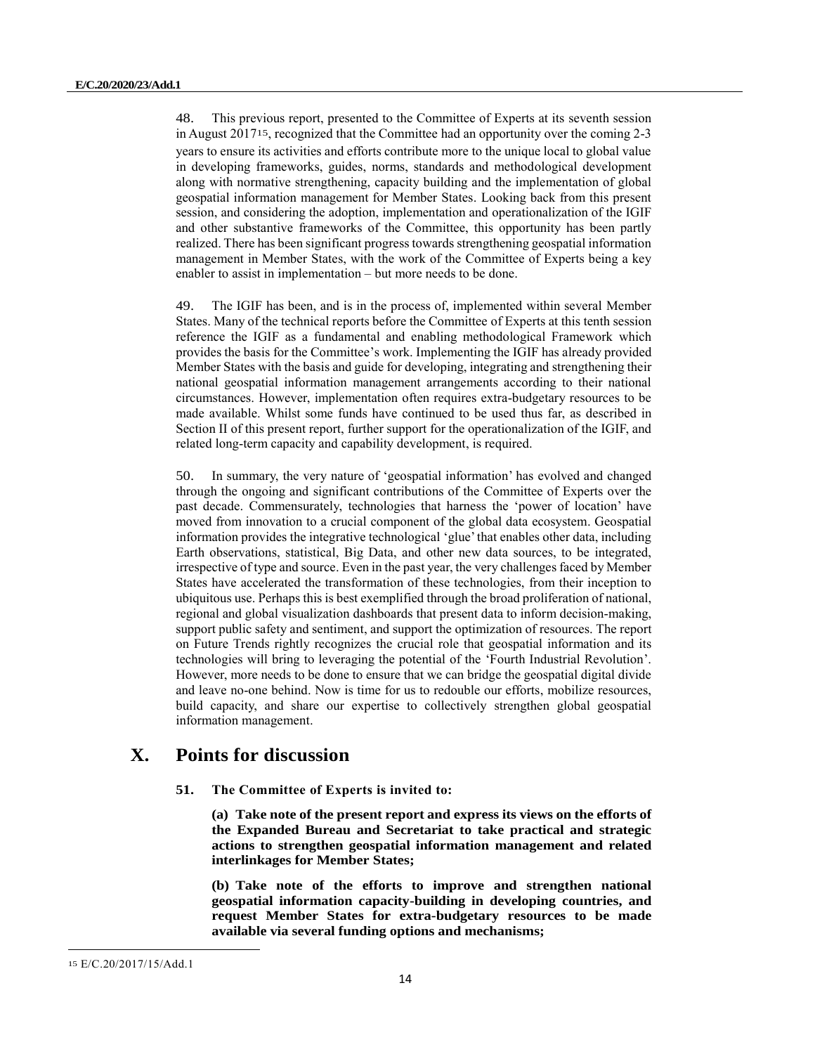48. This previous report, presented to the Committee of Experts at its seventh session in August 2017[15], recognized that the Committee had an opportunity over the coming 2-3 years to ensure its activities and efforts contribute more to the unique local to global value in developing frameworks, guides, norms, standards and methodological development along with normative strengthening, capacity building and the implementation of global geospatial information management for Member States. Looking back from this present session, and considering the adoption, implementation and operationalization of the IGIF and other substantive frameworks of the Committee, this opportunity has been partly realized. There has been significant progress towards strengthening geospatial information management in Member States, with the work of the Committee of Experts being a key enabler to assist in implementation – but more needs to be done.

49. The IGIF has been, and is in the process of, implemented within several Member States. Many of the technical reports before the Committee of Experts at this tenth session reference the IGIF as a fundamental and enabling methodological Framework which provides the basis for the Committee's work. Implementing the IGIF has already provided Member States with the basis and guide for developing, integrating and strengthening their national geospatial information management arrangements according to their national circumstances. However, implementation often requires extra-budgetary resources to be made available. Whilst some funds have continued to be used thus far, as described in Section II of this present report, further support for the operationalization of the IGIF, and related long-term capacity and capability development, is required.

50. In summary, the very nature of 'geospatial information' has evolved and changed through the ongoing and significant contributions of the Committee of Experts over the past decade. Commensurately, technologies that harness the 'power of location' have moved from innovation to a crucial component of the global data ecosystem. Geospatial information provides the integrative technological 'glue' that enables other data, including Earth observations, statistical, Big Data, and other new data sources, to be integrated, irrespective of type and source. Even in the past year, the very challenges faced by Member States have accelerated the transformation of these technologies, from their inception to ubiquitous use. Perhaps this is best exemplified through the broad proliferation of national, regional and global visualization dashboards that present data to inform decision-making, support public safety and sentiment, and support the optimization of resources. The report on Future Trends rightly recognizes the crucial role that geospatial information and its technologies will bring to leveraging the potential of the 'Fourth Industrial Revolution'. However, more needs to be done to ensure that we can bridge the geospatial digital divide and leave no-one behind. Now is time for us to redouble our efforts, mobilize resources, build capacity, and share our expertise to collectively strengthen global geospatial information management.

## X. Points for discussion

**51. The Committee of Experts is invited to:**

**(a) Take note of the present report and express its views on the efforts of the Expanded Bureau and Secretariat to take practical and strategic actions to strengthen geospatial information management and related interlinkages for Member States;**

**(b) Take note of the efforts to improve and strengthen national geospatial information capacity-building in developing countries, and request Member States for extra-budgetary resources to be made available via several funding options and mechanisms;**

[15] E/C.20/2017/15/Add.1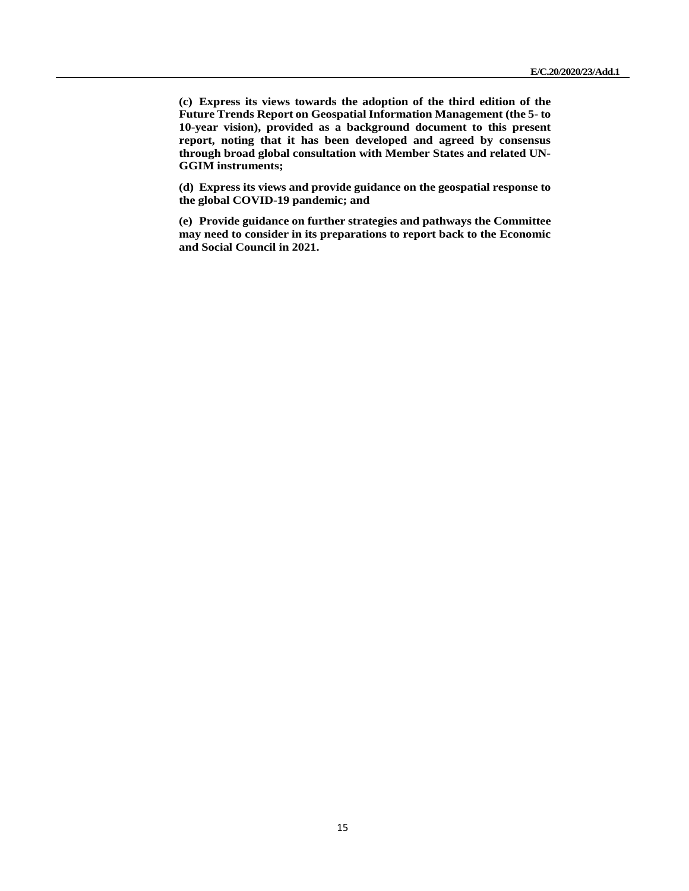**(c) Express its views towards the adoption of the third edition of the Future Trends Report on Geospatial Information Management (the 5- to 10-year vision), provided as a background document to this present report, noting that it has been developed and agreed by consensus through broad global consultation with Member States and related UN-GGIM instruments;**

**(d) Express its views and provide guidance on the geospatial response to the global COVID-19 pandemic; and**

**(e) Provide guidance on further strategies and pathways the Committee may need to consider in its preparations to report back to the Economic and Social Council in 2021.**